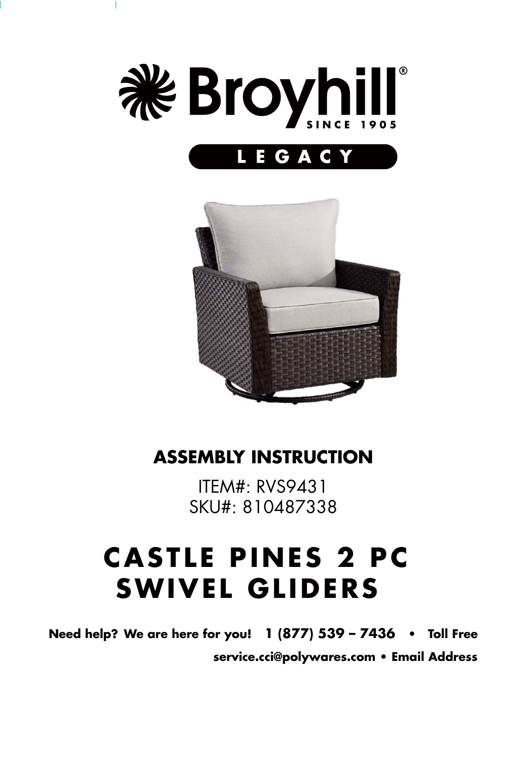Broyhill®
SINCE 1905

LEGACY

# ASSEMBLY INSTRUCTION

ITEM#: RVS9431
SKU#: 810487338

# CASTLE PINES 2 PC SWIVEL GLIDERS

**Need help? We are here for you! 1 (877) 539 – 7436 • Toll Free**

**service.cci@polywares.com • Email Address**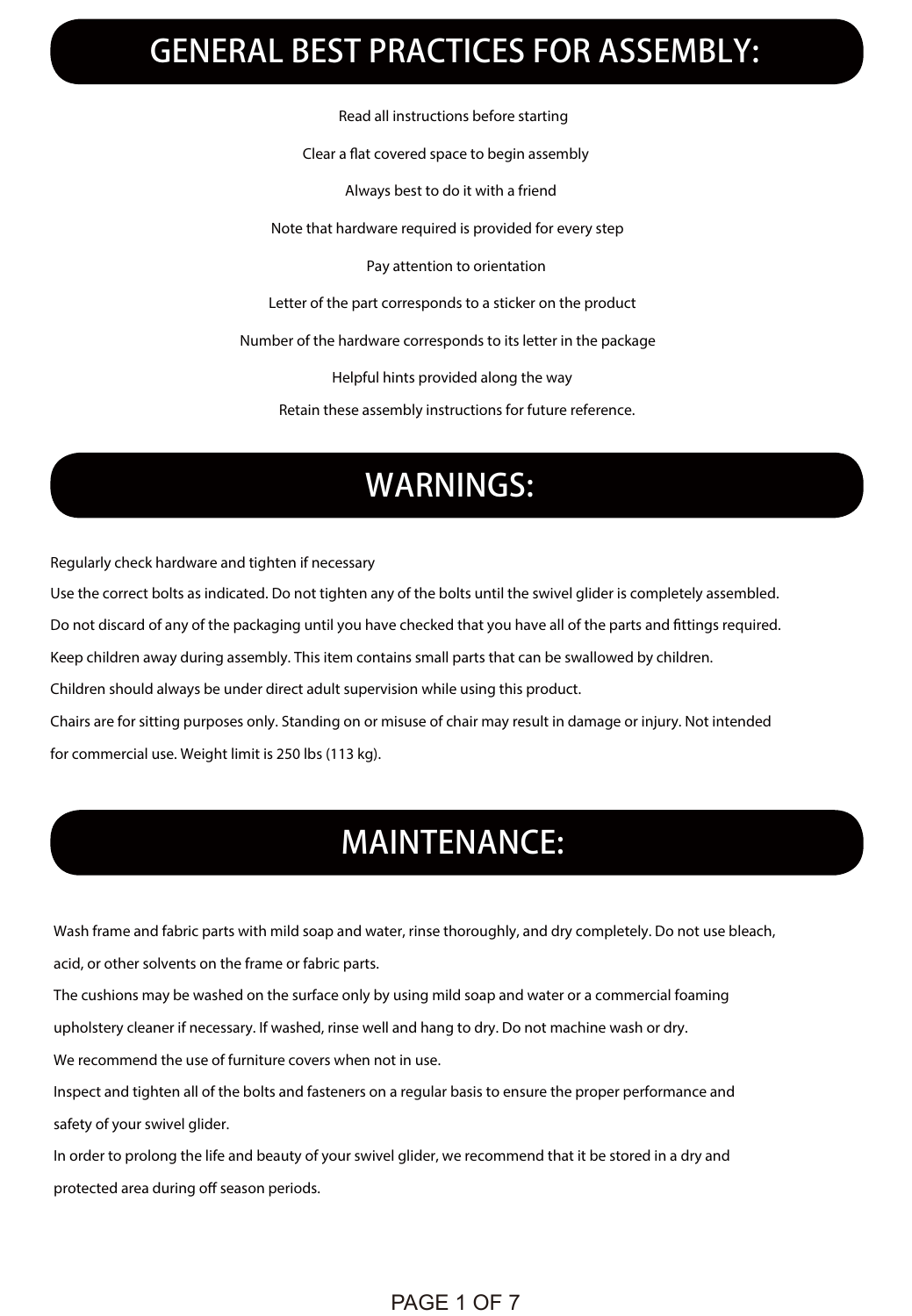# GENERAL BEST PRACTICES FOR ASSEMBLY:

Read all instructions before starting

Clear a flat covered space to begin assembly

Always best to do it with a friend

Note that hardware required is provided for every step

Pay attention to orientation

Letter of the part corresponds to a sticker on the product

Number of the hardware corresponds to its letter in the package

Helpful hints provided along the way

Retain these assembly instructions for future reference.

# WARNINGS:

Regularly check hardware and tighten if necessary

Use the correct bolts as indicated. Do not tighten any of the bolts until the swivel glider is completely assembled.

Do not discard of any of the packaging until you have checked that you have all of the parts and fittings required.

Keep children away during assembly. This item contains small parts that can be swallowed by children.

Children should always be under direct adult supervision while using this product.

Chairs are for sitting purposes only. Standing on or misuse of chair may result in damage or injury. Not intended for commercial use. Weight limit is 250 lbs (113 kg).

# MAINTENANCE:

Wash frame and fabric parts with mild soap and water, rinse thoroughly, and dry completely. Do not use bleach, acid, or other solvents on the frame or fabric parts.

The cushions may be washed on the surface only by using mild soap and water or a commercial foaming upholstery cleaner if necessary. If washed, rinse well and hang to dry. Do not machine wash or dry.

We recommend the use of furniture covers when not in use.

Inspect and tighten all of the bolts and fasteners on a regular basis to ensure the proper performance and safety of your swivel glider.

In order to prolong the life and beauty of your swivel glider, we recommend that it be stored in a dry and protected area during off season periods.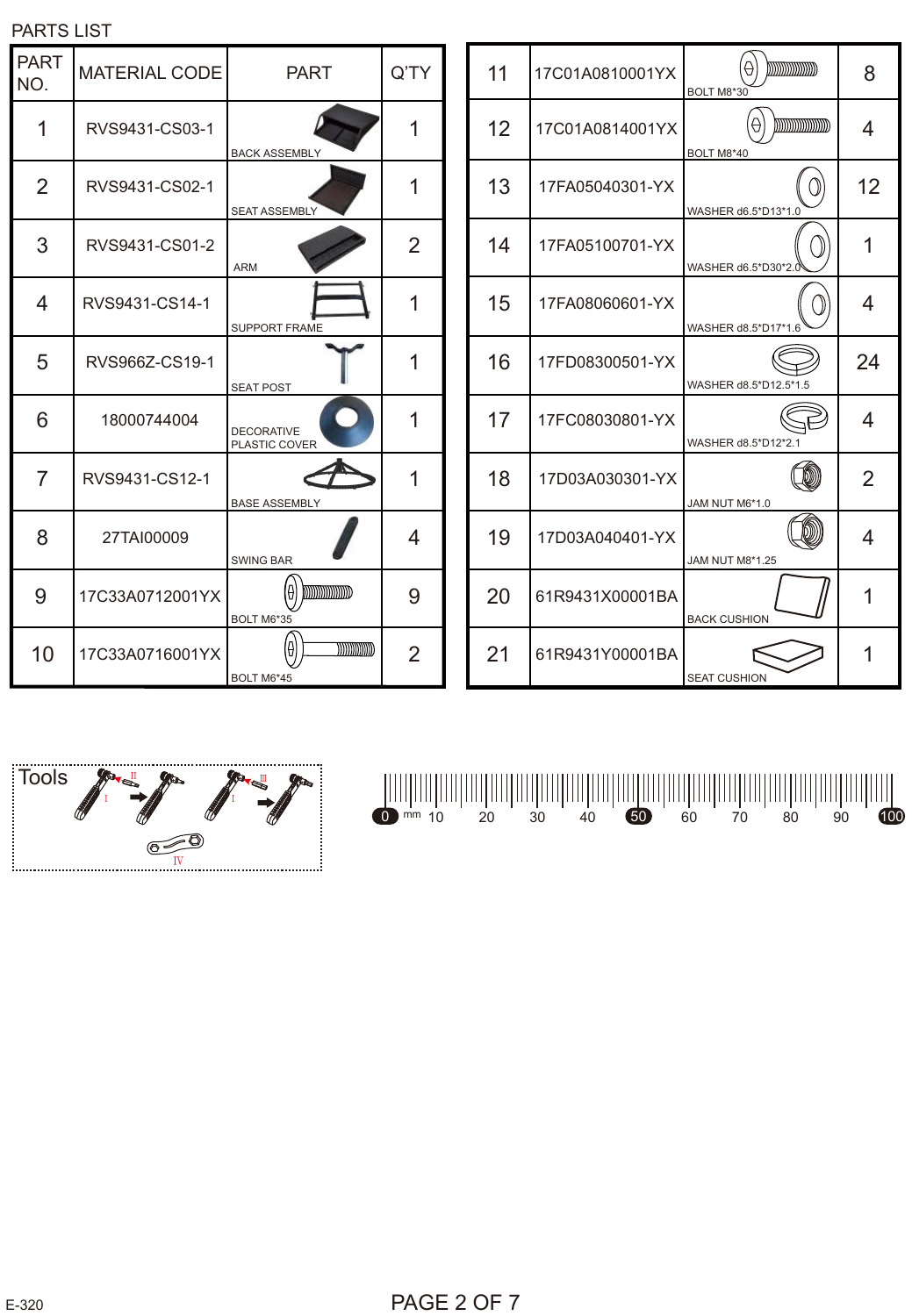PARTS LIST

| PART NO. | MATERIAL CODE | PART | Q'TY |
|---|---|---|---|
| 1 | RVS9431-CS03-1 | BACK ASSEMBLY | 1 |
| 2 | RVS9431-CS02-1 | SEAT ASSEMBLY | 1 |
| 3 | RVS9431-CS01-2 | ARM | 2 |
| 4 | RVS9431-CS14-1 | SUPPORT FRAME | 1 |
| 5 | RVS966Z-CS19-1 | SEAT POST | 1 |
| 6 | 18000744004 | DECORATIVE PLASTIC COVER | 1 |
| 7 | RVS9431-CS12-1 | BASE ASSEMBLY | 1 |
| 8 | 27TAI00009 | SWING BAR | 4 |
| 9 | 17C33A0712001YX | BOLT M6*35 | 9 |
| 10 | 17C33A0716001YX | BOLT M6*45 | 2 |
| 11 | 17C01A0810001YX | BOLT M8*30 | 8 |
| 12 | 17C01A0814001YX | BOLT M8*40 | 4 |
| 13 | 17FA05040301-YX | WASHER d6.5*D13*1.0 | 12 |
| 14 | 17FA05100701-YX | WASHER d6.5*D30*2.0 | 1 |
| 15 | 17FA08060601-YX | WASHER d8.5*D17*1.6 | 4 |
| 16 | 17FD08300501-YX | WASHER d8.5*D12.5*1.5 | 24 |
| 17 | 17FC08030801-YX | WASHER d8.5*D12*2.1 | 4 |
| 18 | 17D03A030301-YX | JAM NUT M6*1.0 | 2 |
| 19 | 17D03A040401-YX | JAM NUT M8*1.25 | 4 |
| 20 | 61R9431X00001BA | BACK CUSHION | 1 |
| 21 | 61R9431Y00001BA | SEAT CUSHION | 1 |

Tools

I, II, I, III, IV

0 mm 10 20 30 40 50 60 70 80 90 100

E-320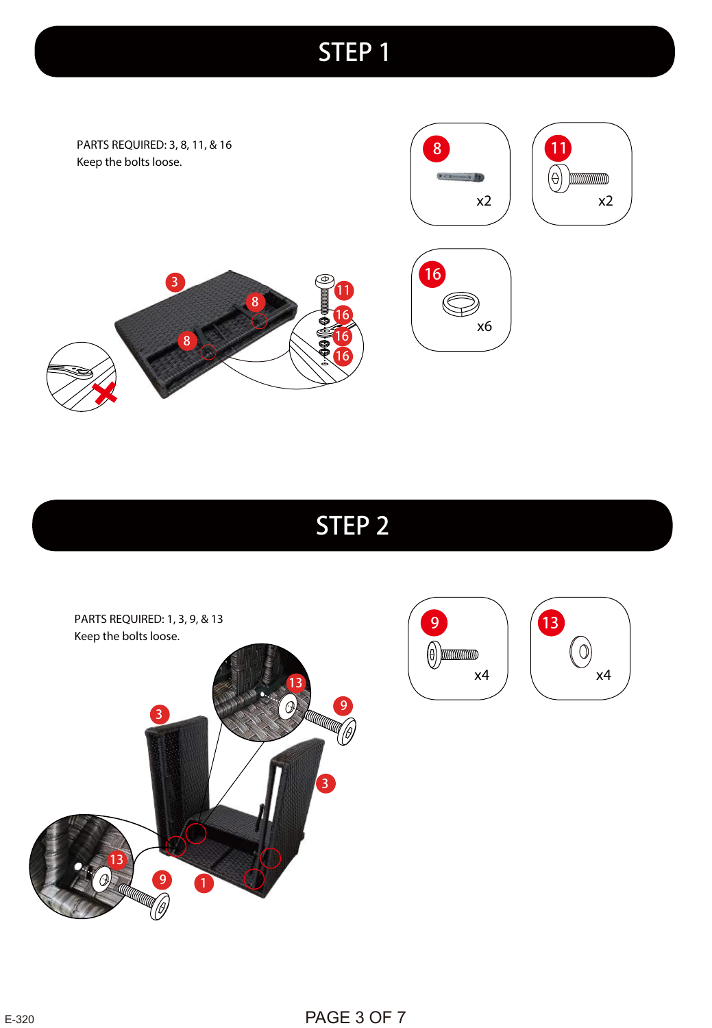# STEP 1

PARTS REQUIRED: 3, 8, 11, & 16
Keep the bolts loose.

8 x2

11 x2

16 x6

# STEP 2

PARTS REQUIRED: 1, 3, 9, & 13
Keep the bolts loose.

9 x4

13 x4

E-320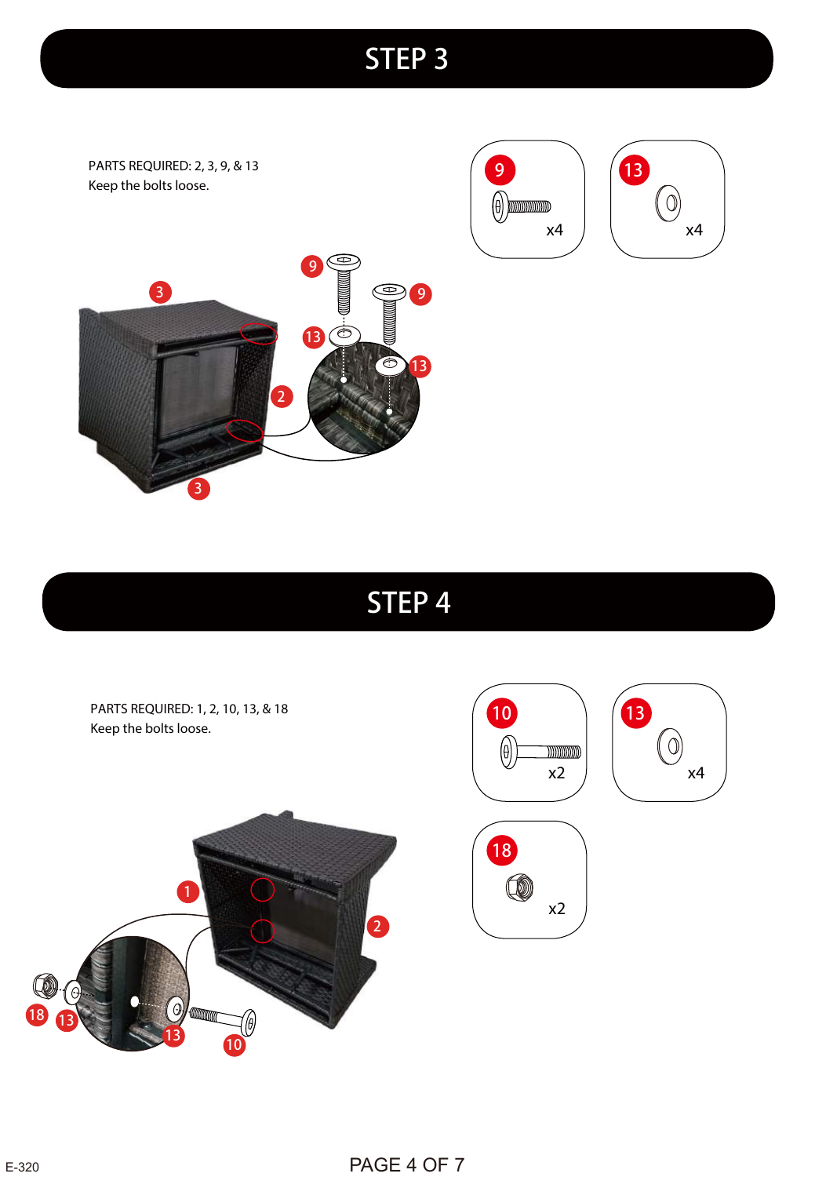# STEP 3

PARTS REQUIRED: 2, 3, 9, & 13
Keep the bolts loose.

9 x4

13 x4

# STEP 4

PARTS REQUIRED: 1, 2, 10, 13, & 18
Keep the bolts loose.

10 x2

13 x4

18 x2

E-320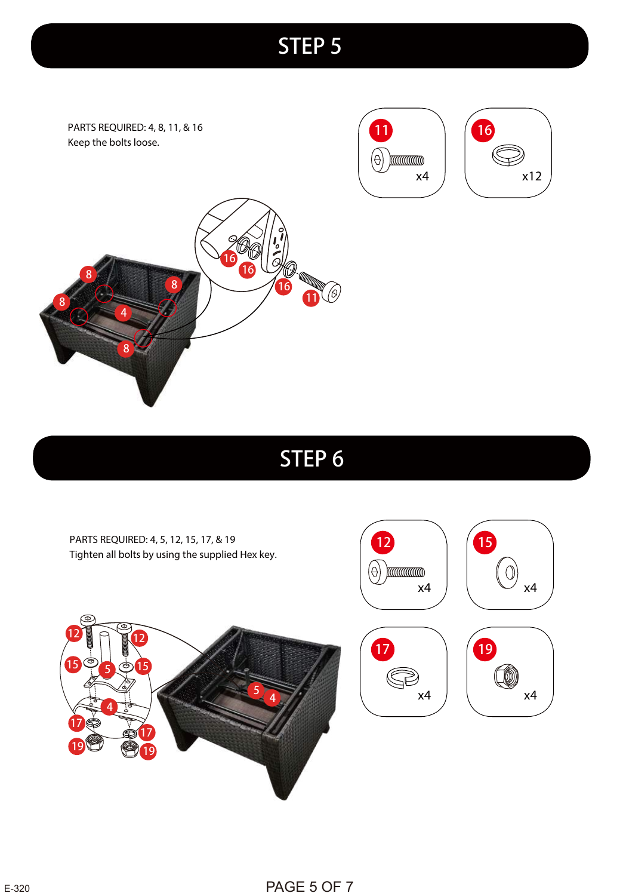# STEP 5

PARTS REQUIRED: 4, 8, 11, & 16
Keep the bolts loose.

11 x4

16 x12

# STEP 6

PARTS REQUIRED: 4, 5, 12, 15, 17, & 19
Tighten all bolts by using the supplied Hex key.

12 x4

15 x4

17 x4

19 x4

E-320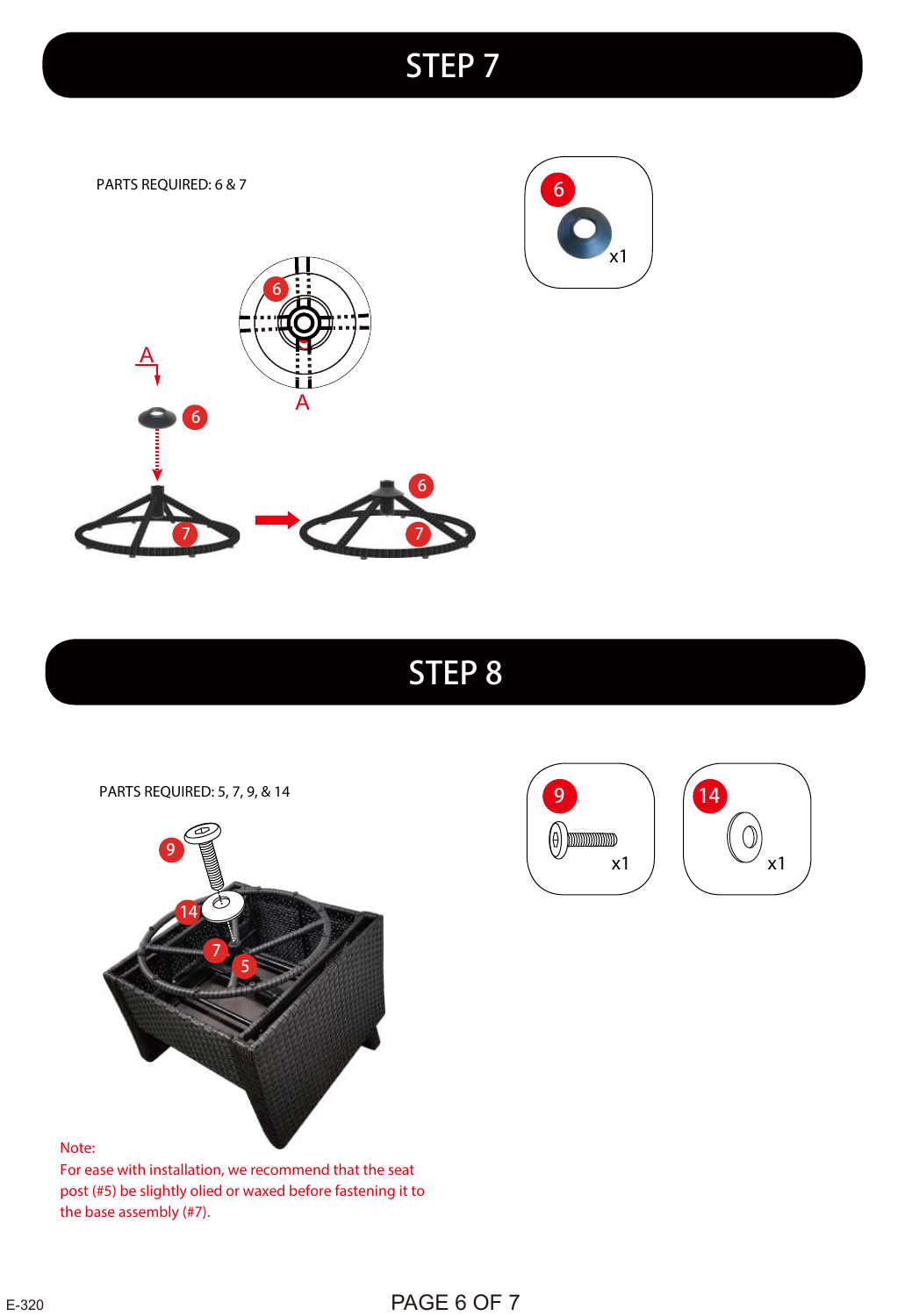# STEP 7

PARTS REQUIRED: 6 & 7

# STEP 8

PARTS REQUIRED: 5, 7, 9, & 14

Note:
For ease with installation, we recommend that the seat post (#5) be slightly olied or waxed before fastening it to the base assembly (#7).

E-320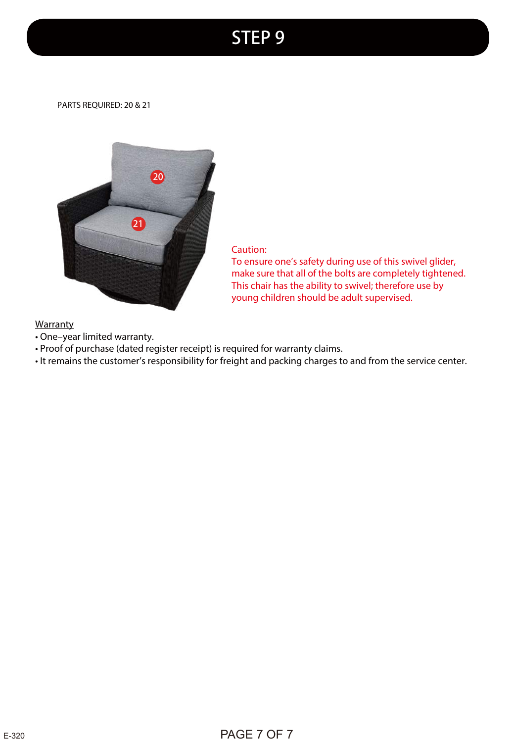# STEP 9

PARTS REQUIRED: 20 & 21

20

21

Caution:
To ensure one's safety during use of this swivel glider, make sure that all of the bolts are completely tightened. This chair has the ability to swivel; therefore use by young children should be adult supervised.

Warranty

- One–year limited warranty.
- Proof of purchase (dated register receipt) is required for warranty claims.
- It remains the customer's responsibility for freight and packing charges to and from the service center.

E-320